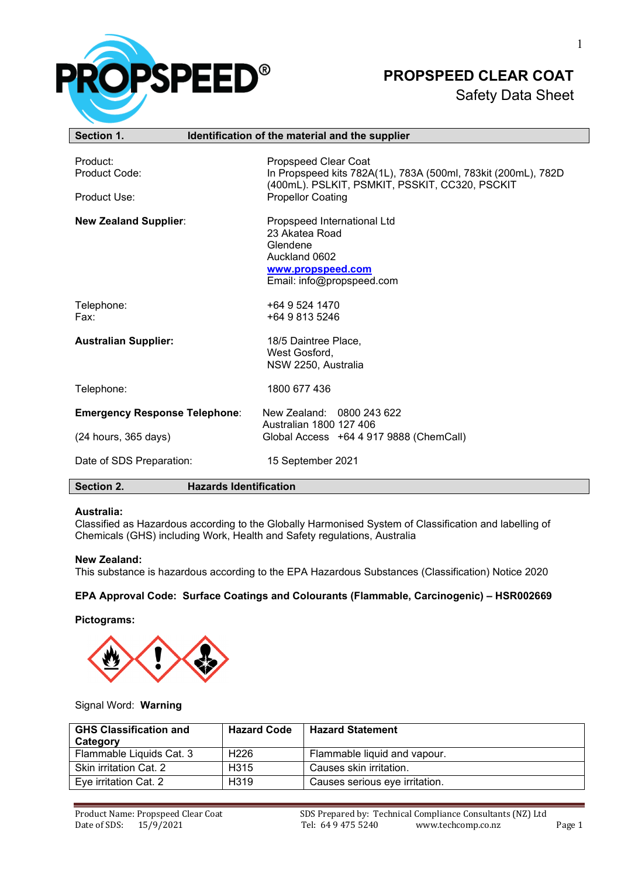# PROPSPEED CLEAR COAT

Safety Data Sheet

## Section 1. Identification of the material and the supplier

Product: Propspeed Clear Coat

Product Code: In Propspeed kits 782A(1L), 783A (500ml, 783kit (200mL), 782D (400mL). PSLKIT, PSMKIT, PSSKIT, CC320, PSCKIT

Product Use: Propellor Coating

**New Zealand Supplier**:

Propspeed International Ltd
23 Akatea Road
Glendene
Auckland 0602
www.propspeed.com
Email: info@propspeed.com

Telephone: +64 9 524 1470
Fax: +64 9 813 5246

**Australian Supplier:**

18/5 Daintree Place,
West Gosford,
NSW 2250, Australia

Telephone: 1800 677 436

**Emergency Response Telephone**:
(24 hours, 365 days)

New Zealand: 0800 243 622
Australian 1800 127 406
Global Access +64 4 917 9888 (ChemCall)

Date of SDS Preparation: 15 September 2021

## Section 2. Hazards Identification

**Australia:**
Classified as Hazardous according to the Globally Harmonised System of Classification and labelling of Chemicals (GHS) including Work, Health and Safety regulations, Australia

**New Zealand:**
This substance is hazardous according to the EPA Hazardous Substances (Classification) Notice 2020

**EPA Approval Code: Surface Coatings and Colourants (Flammable, Carcinogenic) – HSR002669**

**Pictograms:**

Signal Word: **Warning**

| GHS Classification and Category | Hazard Code | Hazard Statement |
|---|---|---|
| Flammable Liquids Cat. 3 | H226 | Flammable liquid and vapour. |
| Skin irritation Cat. 2 | H315 | Causes skin irritation. |
| Eye irritation Cat. 2 | H319 | Causes serious eye irritation. |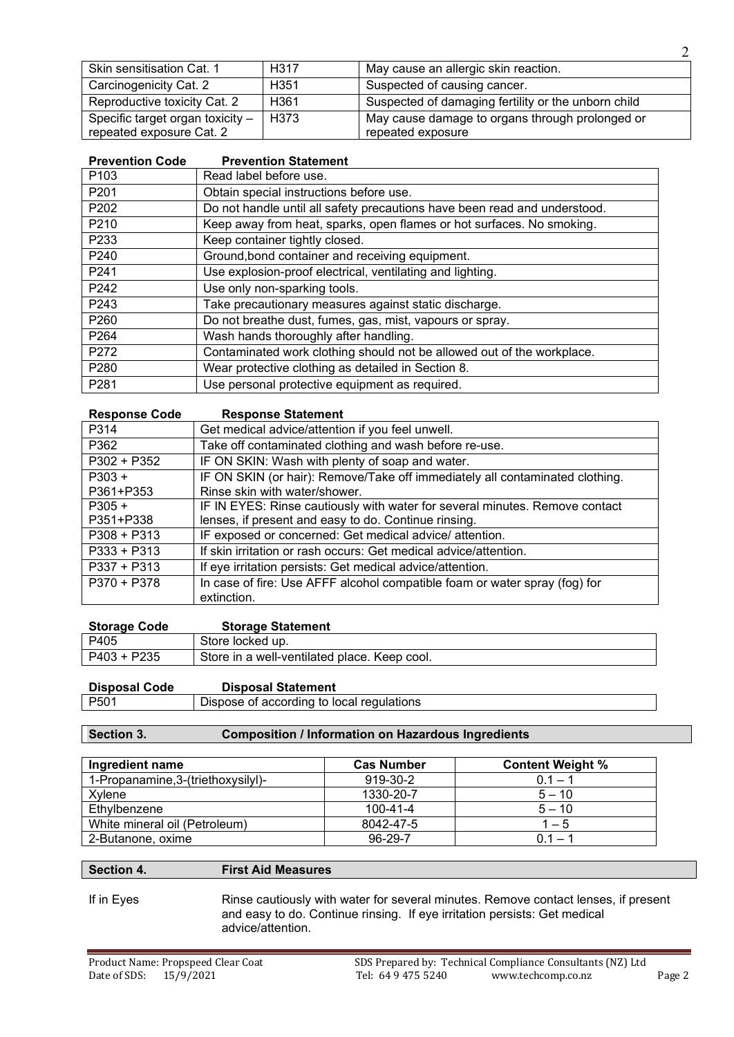| Skin sensitisation Cat. 1 | H317 | May cause an allergic skin reaction. |
|---|---|---|
| Carcinogenicity Cat. 2 | H351 | Suspected of causing cancer. |
| Reproductive toxicity Cat. 2 | H361 | Suspected of damaging fertility or the unborn child |
| Specific target organ toxicity – repeated exposure Cat. 2 | H373 | May cause damage to organs through prolonged or repeated exposure |

| Prevention Code | Prevention Statement |
|---|---|
| P103 | Read label before use. |
| P201 | Obtain special instructions before use. |
| P202 | Do not handle until all safety precautions have been read and understood. |
| P210 | Keep away from heat, sparks, open flames or hot surfaces. No smoking. |
| P233 | Keep container tightly closed. |
| P240 | Ground,bond container and receiving equipment. |
| P241 | Use explosion-proof electrical, ventilating and lighting. |
| P242 | Use only non-sparking tools. |
| P243 | Take precautionary measures against static discharge. |
| P260 | Do not breathe dust, fumes, gas, mist, vapours or spray. |
| P264 | Wash hands thoroughly after handling. |
| P272 | Contaminated work clothing should not be allowed out of the workplace. |
| P280 | Wear protective clothing as detailed in Section 8. |
| P281 | Use personal protective equipment as required. |

| Response Code | Response Statement |
|---|---|
| P314 | Get medical advice/attention if you feel unwell. |
| P362 | Take off contaminated clothing and wash before re-use. |
| P302 + P352 | IF ON SKIN: Wash with plenty of soap and water. |
| P303 + P361+P353 | IF ON SKIN (or hair): Remove/Take off immediately all contaminated clothing. Rinse skin with water/shower. |
| P305 + P351+P338 | IF IN EYES: Rinse cautiously with water for several minutes. Remove contact lenses, if present and easy to do. Continue rinsing. |
| P308 + P313 | IF exposed or concerned: Get medical advice/ attention. |
| P333 + P313 | If skin irritation or rash occurs: Get medical advice/attention. |
| P337 + P313 | If eye irritation persists: Get medical advice/attention. |
| P370 + P378 | In case of fire: Use AFFF alcohol compatible foam or water spray (fog) for extinction. |

| Storage Code | Storage Statement |
|---|---|
| P405 | Store locked up. |
| P403 + P235 | Store in a well-ventilated place. Keep cool. |

| Disposal Code | Disposal Statement |
|---|---|
| P501 | Dispose of according to local regulations |

## Section 3. Composition / Information on Hazardous Ingredients

| Ingredient name | Cas Number | Content Weight % |
|---|---|---|
| 1-Propanamine,3-(triethoxysilyl)- | 919-30-2 | 0.1 – 1 |
| Xylene | 1330-20-7 | 5 – 10 |
| Ethylbenzene | 100-41-4 | 5 – 10 |
| White mineral oil (Petroleum) | 8042-47-5 | 1 – 5 |
| 2-Butanone, oxime | 96-29-7 | 0.1 – 1 |

## Section 4. First Aid Measures

**If in Eyes** Rinse cautiously with water for several minutes. Remove contact lenses, if present and easy to do. Continue rinsing. If eye irritation persists: Get medical advice/attention.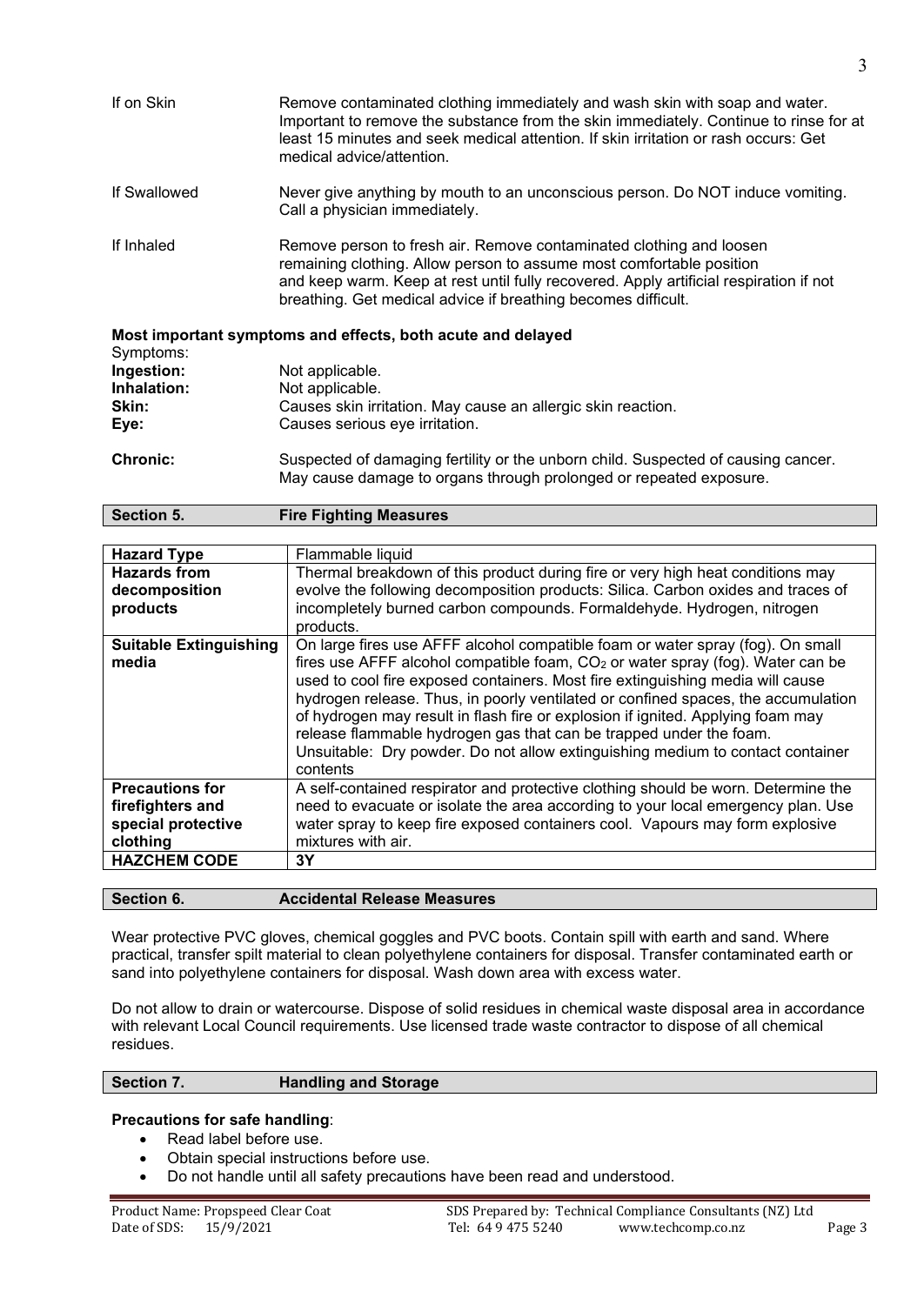| | |
|---|---|
| If on Skin | Remove contaminated clothing immediately and wash skin with soap and water. Important to remove the substance from the skin immediately. Continue to rinse for at least 15 minutes and seek medical attention. If skin irritation or rash occurs: Get medical advice/attention. |
| If Swallowed | Never give anything by mouth to an unconscious person. Do NOT induce vomiting. Call a physician immediately. |
| If Inhaled | Remove person to fresh air. Remove contaminated clothing and loosen remaining clothing. Allow person to assume most comfortable position and keep warm. Keep at rest until fully recovered. Apply artificial respiration if not breathing. Get medical advice if breathing becomes difficult. |

**Most important symptoms and effects, both acute and delayed**

Symptoms:

| | |
|---|---|
| **Ingestion:** | Not applicable. |
| **Inhalation:** | Not applicable. |
| **Skin:** | Causes skin irritation. May cause an allergic skin reaction. |
| **Eye:** | Causes serious eye irritation. |
| **Chronic:** | Suspected of damaging fertility or the unborn child. Suspected of causing cancer. May cause damage to organs through prolonged or repeated exposure. |

## Section 5. Fire Fighting Measures

| | |
|---|---|
| **Hazard Type** | Flammable liquid |
| **Hazards from decomposition products** | Thermal breakdown of this product during fire or very high heat conditions may evolve the following decomposition products: Silica. Carbon oxides and traces of incompletely burned carbon compounds. Formaldehyde. Hydrogen, nitrogen products. |
| **Suitable Extinguishing media** | On large fires use AFFF alcohol compatible foam or water spray (fog). On small fires use AFFF alcohol compatible foam, $CO_2$ or water spray (fog). Water can be used to cool fire exposed containers. Most fire extinguishing media will cause hydrogen release. Thus, in poorly ventilated or confined spaces, the accumulation of hydrogen may result in flash fire or explosion if ignited. Applying foam may release flammable hydrogen gas that can be trapped under the foam. Unsuitable: Dry powder. Do not allow extinguishing medium to contact container contents |
| **Precautions for firefighters and special protective clothing** | A self-contained respirator and protective clothing should be worn. Determine the need to evacuate or isolate the area according to your local emergency plan. Use water spray to keep fire exposed containers cool. Vapours may form explosive mixtures with air. |
| **HAZCHEM CODE** | **3Y** |

## Section 6. Accidental Release Measures

Wear protective PVC gloves, chemical goggles and PVC boots. Contain spill with earth and sand. Where practical, transfer spilt material to clean polyethylene containers for disposal. Transfer contaminated earth or sand into polyethylene containers for disposal. Wash down area with excess water.

Do not allow to drain or watercourse. Dispose of solid residues in chemical waste disposal area in accordance with relevant Local Council requirements. Use licensed trade waste contractor to dispose of all chemical residues.

## Section 7. Handling and Storage

**Precautions for safe handling**:

- Read label before use.
- Obtain special instructions before use.
- Do not handle until all safety precautions have been read and understood.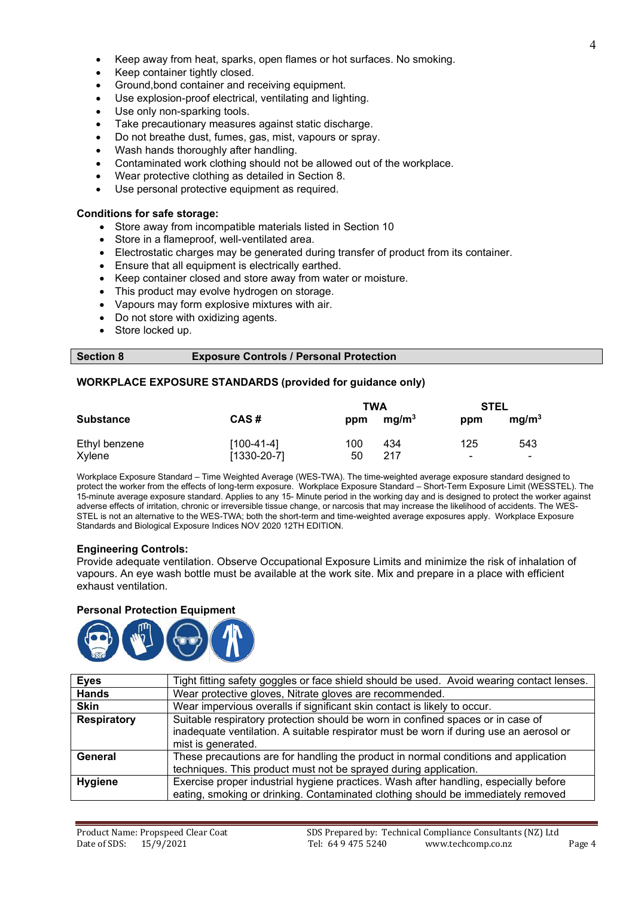- Keep away from heat, sparks, open flames or hot surfaces. No smoking.
- Keep container tightly closed.
- Ground,bond container and receiving equipment.
- Use explosion-proof electrical, ventilating and lighting.
- Use only non-sparking tools.
- Take precautionary measures against static discharge.
- Do not breathe dust, fumes, gas, mist, vapours or spray.
- Wash hands thoroughly after handling.
- Contaminated work clothing should not be allowed out of the workplace.
- Wear protective clothing as detailed in Section 8.
- Use personal protective equipment as required.

**Conditions for safe storage:**

- Store away from incompatible materials listed in Section 10
- Store in a flameproof, well-ventilated area.
- Electrostatic charges may be generated during transfer of product from its container.
- Ensure that all equipment is electrically earthed.
- Keep container closed and store away from water or moisture.
- This product may evolve hydrogen on storage.
- Vapours may form explosive mixtures with air.
- Do not store with oxidizing agents.
- Store locked up.

## Section 8 Exposure Controls / Personal Protection

**WORKPLACE EXPOSURE STANDARDS (provided for guidance only)**

| Substance | CAS # | TWA | | STEL | |
|---|---|---|---|---|---|
| | | ppm | $mg/m^3$ | ppm | $mg/m^3$ |
| Ethyl benzene | [100-41-4] | 100 | 434 | 125 | 543 |
| Xylene | [1330-20-7] | 50 | 217 | - | - |

Workplace Exposure Standard – Time Weighted Average (WES-TWA). The time-weighted average exposure standard designed to protect the worker from the effects of long-term exposure. Workplace Exposure Standard – Short-Term Exposure Limit (WESSTEL). The 15-minute average exposure standard. Applies to any 15- Minute period in the working day and is designed to protect the worker against adverse effects of irritation, chronic or irreversible tissue change, or narcosis that may increase the likelihood of accidents. The WES-STEL is not an alternative to the WES-TWA; both the short-term and time-weighted average exposures apply. Workplace Exposure Standards and Biological Exposure Indices NOV 2020 12TH EDITION.

**Engineering Controls:**

Provide adequate ventilation. Observe Occupational Exposure Limits and minimize the risk of inhalation of vapours. An eye wash bottle must be available at the work site. Mix and prepare in a place with efficient exhaust ventilation.

**Personal Protection Equipment**

| | |
|---|---|
| **Eyes** | Tight fitting safety goggles or face shield should be used. Avoid wearing contact lenses. |
| **Hands** | Wear protective gloves, Nitrate gloves are recommended. |
| **Skin** | Wear impervious overalls if significant skin contact is likely to occur. |
| **Respiratory** | Suitable respiratory protection should be worn in confined spaces or in case of inadequate ventilation. A suitable respirator must be worn if during use an aerosol or mist is generated. |
| **General** | These precautions are for handling the product in normal conditions and application techniques. This product must not be sprayed during application. |
| **Hygiene** | Exercise proper industrial hygiene practices. Wash after handling, especially before eating, smoking or drinking. Contaminated clothing should be immediately removed |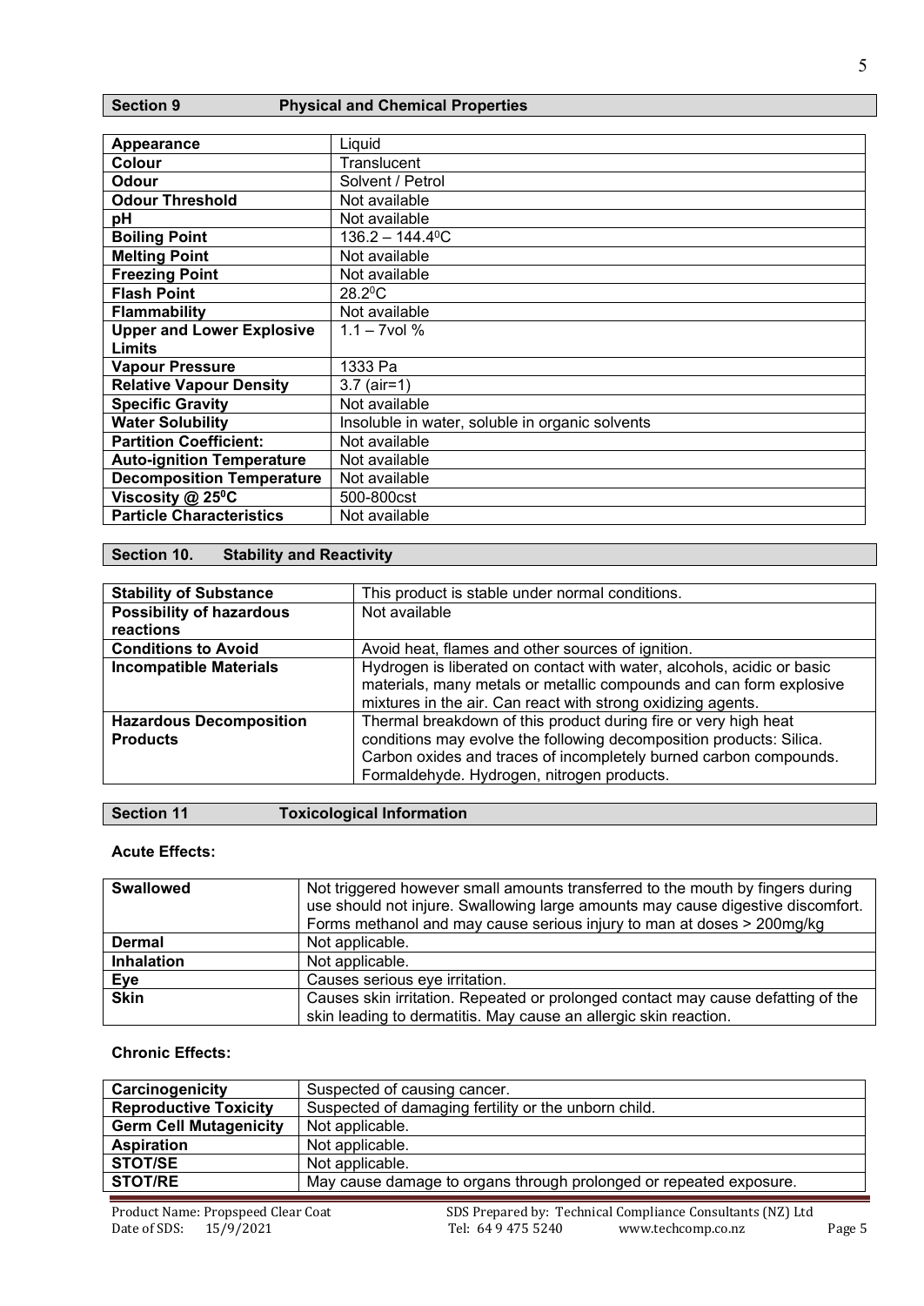## Section 9 Physical and Chemical Properties

| | |
|---|---|
| **Appearance** | Liquid |
| **Colour** | Translucent |
| **Odour** | Solvent / Petrol |
| **Odour Threshold** | Not available |
| **pH** | Not available |
| **Boiling Point** | 136.2 – 144.4$^0$C |
| **Melting Point** | Not available |
| **Freezing Point** | Not available |
| **Flash Point** | 28.2$^0$C |
| **Flammability** | Not available |
| **Upper and Lower Explosive Limits** | 1.1 – 7vol % |
| **Vapour Pressure** | 1333 Pa |
| **Relative Vapour Density** | 3.7 (air=1) |
| **Specific Gravity** | Not available |
| **Water Solubility** | Insoluble in water, soluble in organic solvents |
| **Partition Coefficient:** | Not available |
| **Auto-ignition Temperature** | Not available |
| **Decomposition Temperature** | Not available |
| **Viscosity @ 25$^0$C** | 500-800cst |
| **Particle Characteristics** | Not available |

## Section 10. Stability and Reactivity

| | |
|---|---|
| **Stability of Substance** | This product is stable under normal conditions. |
| **Possibility of hazardous reactions** | Not available |
| **Conditions to Avoid** | Avoid heat, flames and other sources of ignition. |
| **Incompatible Materials** | Hydrogen is liberated on contact with water, alcohols, acidic or basic materials, many metals or metallic compounds and can form explosive mixtures in the air. Can react with strong oxidizing agents. |
| **Hazardous Decomposition Products** | Thermal breakdown of this product during fire or very high heat conditions may evolve the following decomposition products: Silica. Carbon oxides and traces of incompletely burned carbon compounds. Formaldehyde. Hydrogen, nitrogen products. |

## Section 11 Toxicological Information

**Acute Effects:**

| | |
|---|---|
| **Swallowed** | Not triggered however small amounts transferred to the mouth by fingers during use should not injure. Swallowing large amounts may cause digestive discomfort. Forms methanol and may cause serious injury to man at doses > 200mg/kg |
| **Dermal** | Not applicable. |
| **Inhalation** | Not applicable. |
| **Eye** | Causes serious eye irritation. |
| **Skin** | Causes skin irritation. Repeated or prolonged contact may cause defatting of the skin leading to dermatitis. May cause an allergic skin reaction. |

**Chronic Effects:**

| | |
|---|---|
| **Carcinogenicity** | Suspected of causing cancer. |
| **Reproductive Toxicity** | Suspected of damaging fertility or the unborn child. |
| **Germ Cell Mutagenicity** | Not applicable. |
| **Aspiration** | Not applicable. |
| **STOT/SE** | Not applicable. |
| **STOT/RE** | May cause damage to organs through prolonged or repeated exposure. |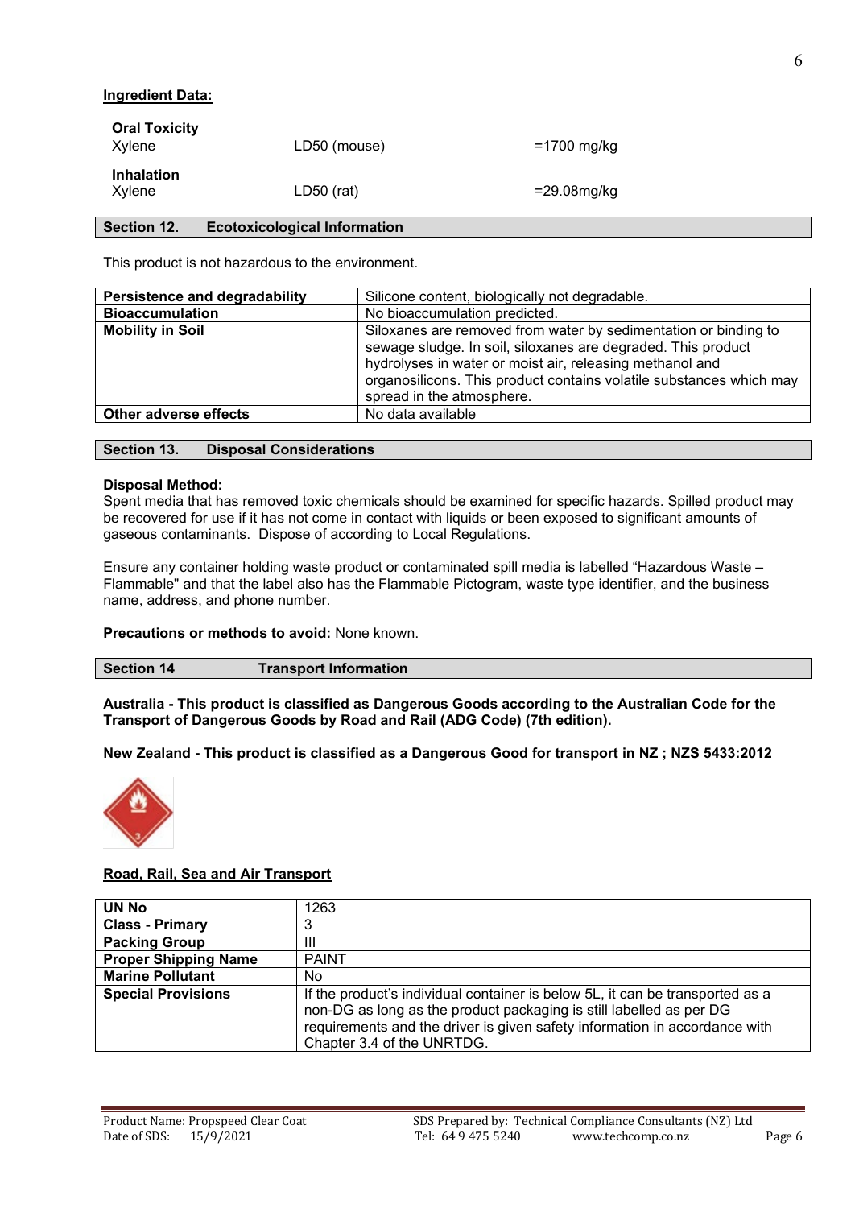**Ingredient Data:**

**Oral Toxicity**

| | | |
|---|---|---|
| Xylene | LD50 (mouse) | =1700 mg/kg |

**Inhalation**

| | | |
|---|---|---|
| Xylene | LD50 (rat) | =29.08mg/kg |

## Section 12. Ecotoxicological Information

This product is not hazardous to the environment.

| | |
|---|---|
| **Persistence and degradability** | Silicone content, biologically not degradable. |
| **Bioaccumulation** | No bioaccumulation predicted. |
| **Mobility in Soil** | Siloxanes are removed from water by sedimentation or binding to sewage sludge. In soil, siloxanes are degraded. This product hydrolyses in water or moist air, releasing methanol and organosilicons. This product contains volatile substances which may spread in the atmosphere. |
| **Other adverse effects** | No data available |

## Section 13. Disposal Considerations

**Disposal Method:**
Spent media that has removed toxic chemicals should be examined for specific hazards. Spilled product may be recovered for use if it has not come in contact with liquids or been exposed to significant amounts of gaseous contaminants. Dispose of according to Local Regulations.

Ensure any container holding waste product or contaminated spill media is labelled "Hazardous Waste – Flammable" and that the label also has the Flammable Pictogram, waste type identifier, and the business name, address, and phone number.

**Precautions or methods to avoid:** None known.

## Section 14 Transport Information

**Australia - This product is classified as Dangerous Goods according to the Australian Code for the Transport of Dangerous Goods by Road and Rail (ADG Code) (7th edition).**

**New Zealand - This product is classified as a Dangerous Good for transport in NZ ; NZS 5433:2012**

**Road, Rail, Sea and Air Transport**

| | |
|---|---|
| **UN No** | 1263 |
| **Class - Primary** | 3 |
| **Packing Group** | III |
| **Proper Shipping Name** | PAINT |
| **Marine Pollutant** | No |
| **Special Provisions** | If the product's individual container is below 5L, it can be transported as a non-DG as long as the product packaging is still labelled as per DG requirements and the driver is given safety information in accordance with Chapter 3.4 of the UNRTDG. |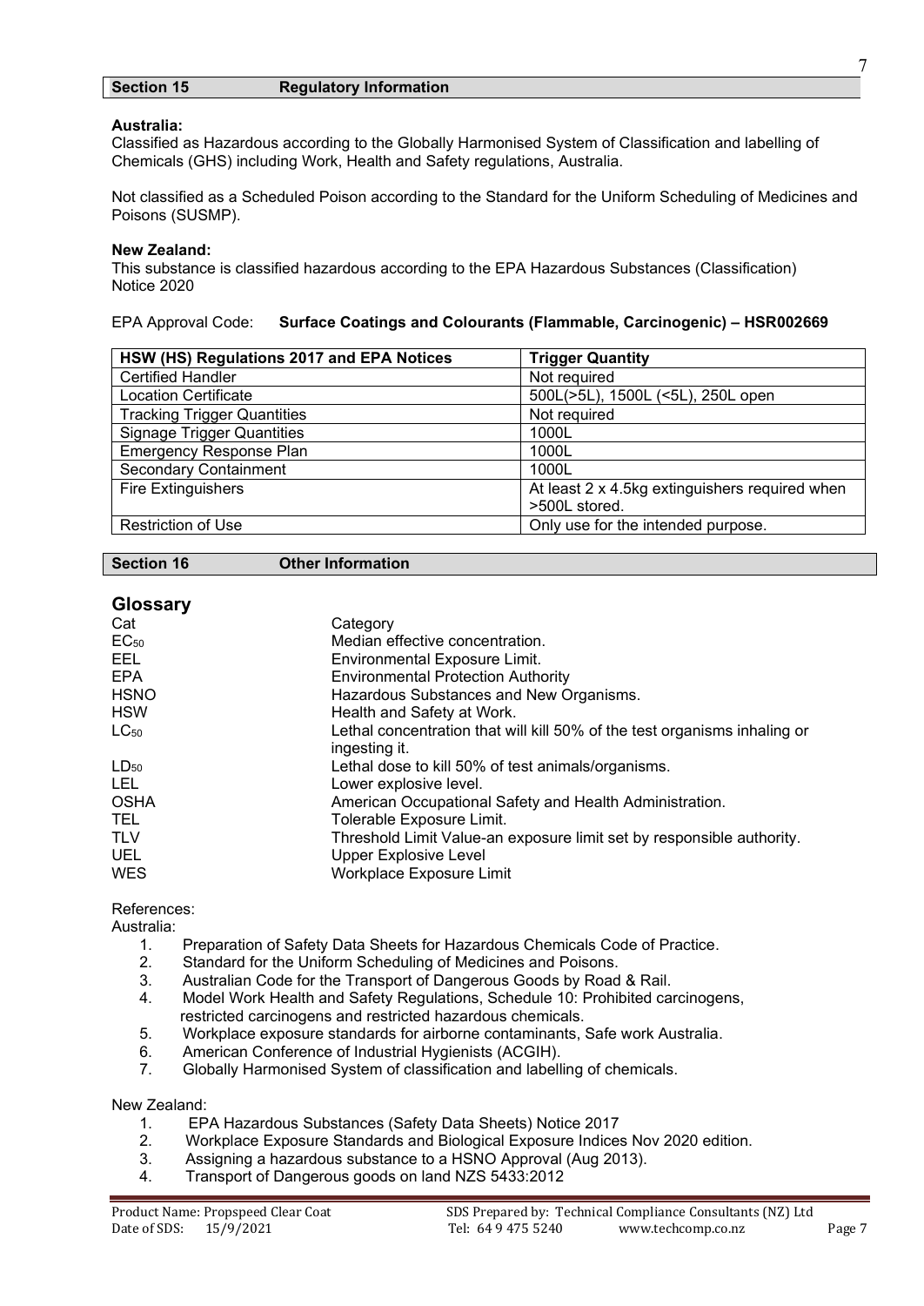## Section 15 Regulatory Information

**Australia:**
Classified as Hazardous according to the Globally Harmonised System of Classification and labelling of Chemicals (GHS) including Work, Health and Safety regulations, Australia.

Not classified as a Scheduled Poison according to the Standard for the Uniform Scheduling of Medicines and Poisons (SUSMP).

**New Zealand:**
This substance is classified hazardous according to the EPA Hazardous Substances (Classification) Notice 2020

EPA Approval Code: **Surface Coatings and Colourants (Flammable, Carcinogenic) – HSR002669**

| HSW (HS) Regulations 2017 and EPA Notices | Trigger Quantity |
| --- | --- |
| Certified Handler | Not required |
| Location Certificate | 500L(>5L), 1500L (<5L), 250L open |
| Tracking Trigger Quantities | Not required |
| Signage Trigger Quantities | 1000L |
| Emergency Response Plan | 1000L |
| Secondary Containment | 1000L |
| Fire Extinguishers | At least 2 x 4.5kg extinguishers required when >500L stored. |
| Restriction of Use | Only use for the intended purpose. |

## Section 16 Other Information

### Glossary

| | |
| --- | --- |
| Cat | Category |
| $EC_{50}$ | Median effective concentration. |
| EEL | Environmental Exposure Limit. |
| EPA | Environmental Protection Authority |
| HSNO | Hazardous Substances and New Organisms. |
| HSW | Health and Safety at Work. |
| $LC_{50}$ | Lethal concentration that will kill 50% of the test organisms inhaling or ingesting it. |
| $LD_{50}$ | Lethal dose to kill 50% of test animals/organisms. |
| LEL | Lower explosive level. |
| OSHA | American Occupational Safety and Health Administration. |
| TEL | Tolerable Exposure Limit. |
| TLV | Threshold Limit Value-an exposure limit set by responsible authority. |
| UEL | Upper Explosive Level |
| WES | Workplace Exposure Limit |

References:

Australia:

1. Preparation of Safety Data Sheets for Hazardous Chemicals Code of Practice.
2. Standard for the Uniform Scheduling of Medicines and Poisons.
3. Australian Code for the Transport of Dangerous Goods by Road & Rail.
4. Model Work Health and Safety Regulations, Schedule 10: Prohibited carcinogens, restricted carcinogens and restricted hazardous chemicals.
5. Workplace exposure standards for airborne contaminants, Safe work Australia.
6. American Conference of Industrial Hygienists (ACGIH).
7. Globally Harmonised System of classification and labelling of chemicals.

New Zealand:

1. EPA Hazardous Substances (Safety Data Sheets) Notice 2017
2. Workplace Exposure Standards and Biological Exposure Indices Nov 2020 edition.
3. Assigning a hazardous substance to a HSNO Approval (Aug 2013).
4. Transport of Dangerous goods on land NZS 5433:2012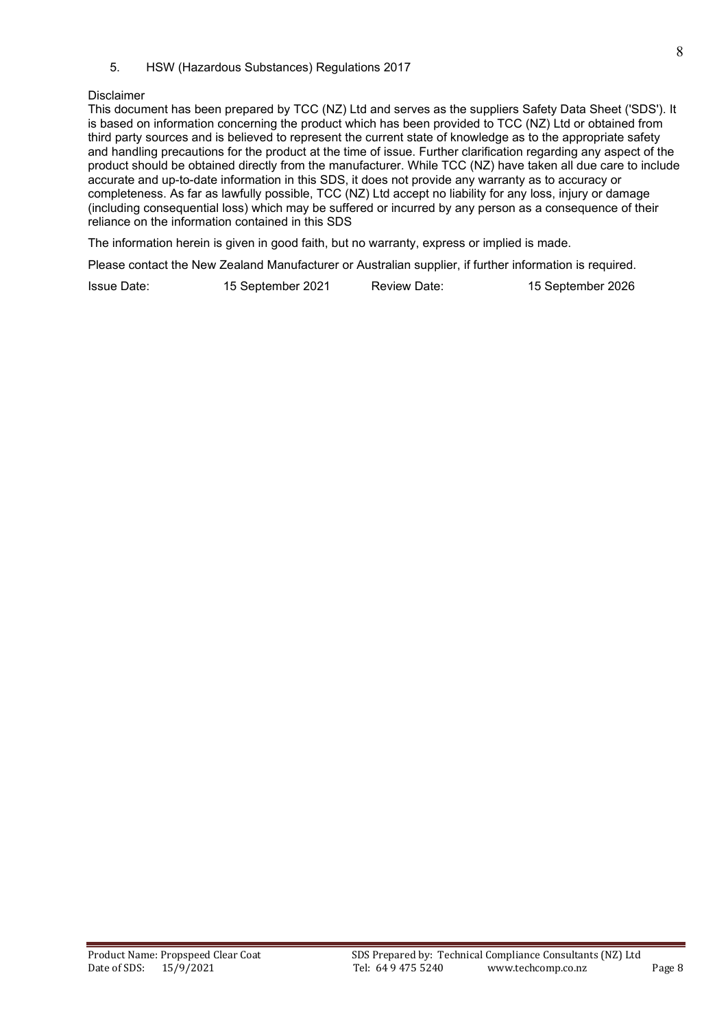5. HSW (Hazardous Substances) Regulations 2017

Disclaimer

This document has been prepared by TCC (NZ) Ltd and serves as the suppliers Safety Data Sheet ('SDS'). It is based on information concerning the product which has been provided to TCC (NZ) Ltd or obtained from third party sources and is believed to represent the current state of knowledge as to the appropriate safety and handling precautions for the product at the time of issue. Further clarification regarding any aspect of the product should be obtained directly from the manufacturer. While TCC (NZ) have taken all due care to include accurate and up-to-date information in this SDS, it does not provide any warranty as to accuracy or completeness. As far as lawfully possible, TCC (NZ) Ltd accept no liability for any loss, injury or damage (including consequential loss) which may be suffered or incurred by any person as a consequence of their reliance on the information contained in this SDS

The information herein is given in good faith, but no warranty, express or implied is made.

Please contact the New Zealand Manufacturer or Australian supplier, if further information is required.

| | | | |
|---|---|---|---|
| Issue Date: | 15 September 2021 | Review Date: | 15 September 2026 |